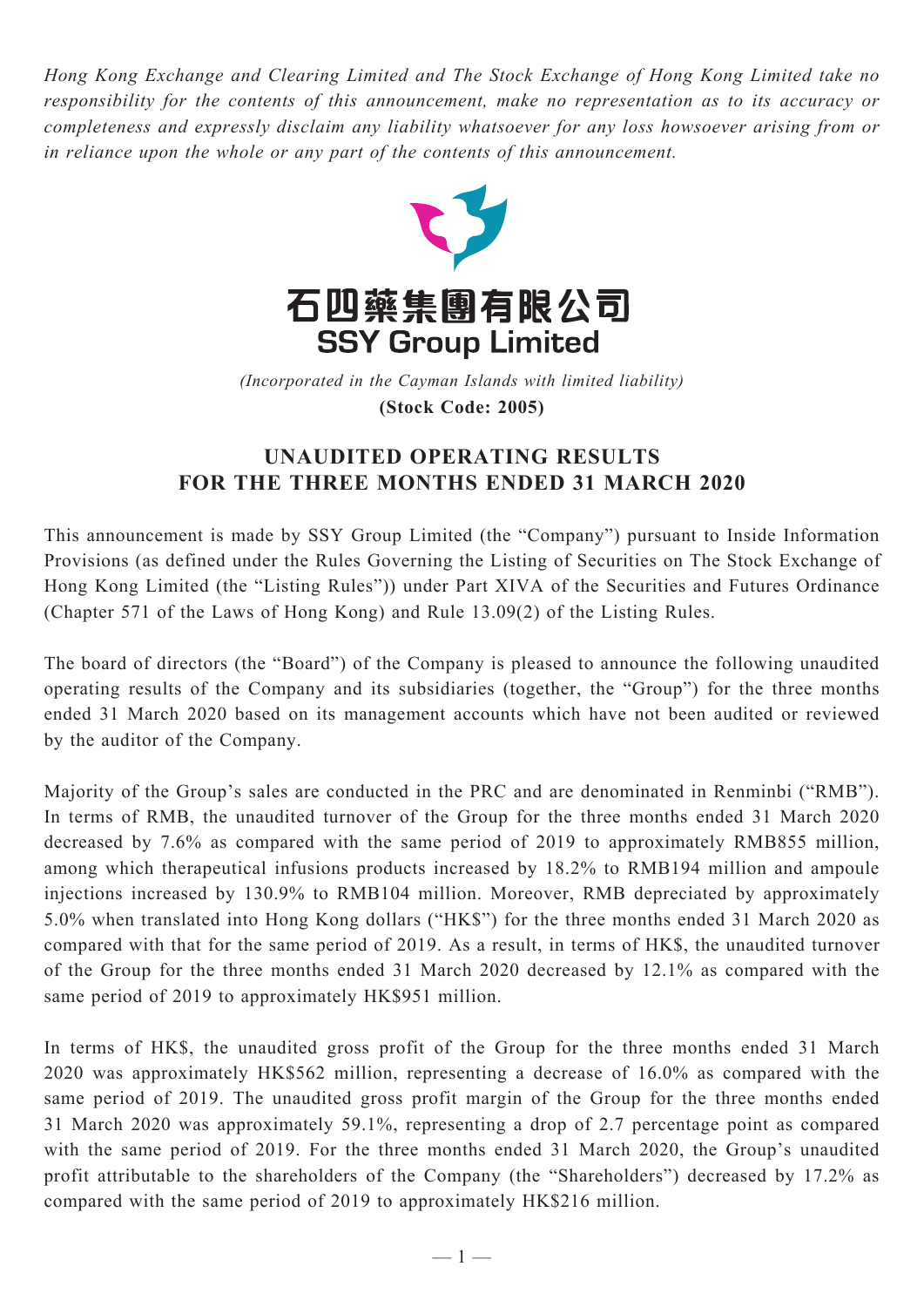*Hong Kong Exchange and Clearing Limited and The Stock Exchange of Hong Kong Limited take no responsibility for the contents of this announcement, make no representation as to its accuracy or completeness and expressly disclaim any liability whatsoever for any loss howsoever arising from or in reliance upon the whole or any part of the contents of this announcement.*

# 石四藥集團有限公司
# SSY Group Limited

*(Incorporated in the Cayman Islands with limited liability)*

**(Stock Code: 2005)**

## UNAUDITED OPERATING RESULTS FOR THE THREE MONTHS ENDED 31 MARCH 2020

This announcement is made by SSY Group Limited (the "Company") pursuant to Inside Information Provisions (as defined under the Rules Governing the Listing of Securities on The Stock Exchange of Hong Kong Limited (the "Listing Rules")) under Part XIVA of the Securities and Futures Ordinance (Chapter 571 of the Laws of Hong Kong) and Rule 13.09(2) of the Listing Rules.

The board of directors (the "Board") of the Company is pleased to announce the following unaudited operating results of the Company and its subsidiaries (together, the "Group") for the three months ended 31 March 2020 based on its management accounts which have not been audited or reviewed by the auditor of the Company.

Majority of the Group's sales are conducted in the PRC and are denominated in Renminbi ("RMB"). In terms of RMB, the unaudited turnover of the Group for the three months ended 31 March 2020 decreased by 7.6% as compared with the same period of 2019 to approximately RMB855 million, among which therapeutical infusions products increased by 18.2% to RMB194 million and ampoule injections increased by 130.9% to RMB104 million. Moreover, RMB depreciated by approximately 5.0% when translated into Hong Kong dollars ("HK$") for the three months ended 31 March 2020 as compared with that for the same period of 2019. As a result, in terms of HK$, the unaudited turnover of the Group for the three months ended 31 March 2020 decreased by 12.1% as compared with the same period of 2019 to approximately HK$951 million.

In terms of HK$, the unaudited gross profit of the Group for the three months ended 31 March 2020 was approximately HK$562 million, representing a decrease of 16.0% as compared with the same period of 2019. The unaudited gross profit margin of the Group for the three months ended 31 March 2020 was approximately 59.1%, representing a drop of 2.7 percentage point as compared with the same period of 2019. For the three months ended 31 March 2020, the Group's unaudited profit attributable to the shareholders of the Company (the "Shareholders") decreased by 17.2% as compared with the same period of 2019 to approximately HK$216 million.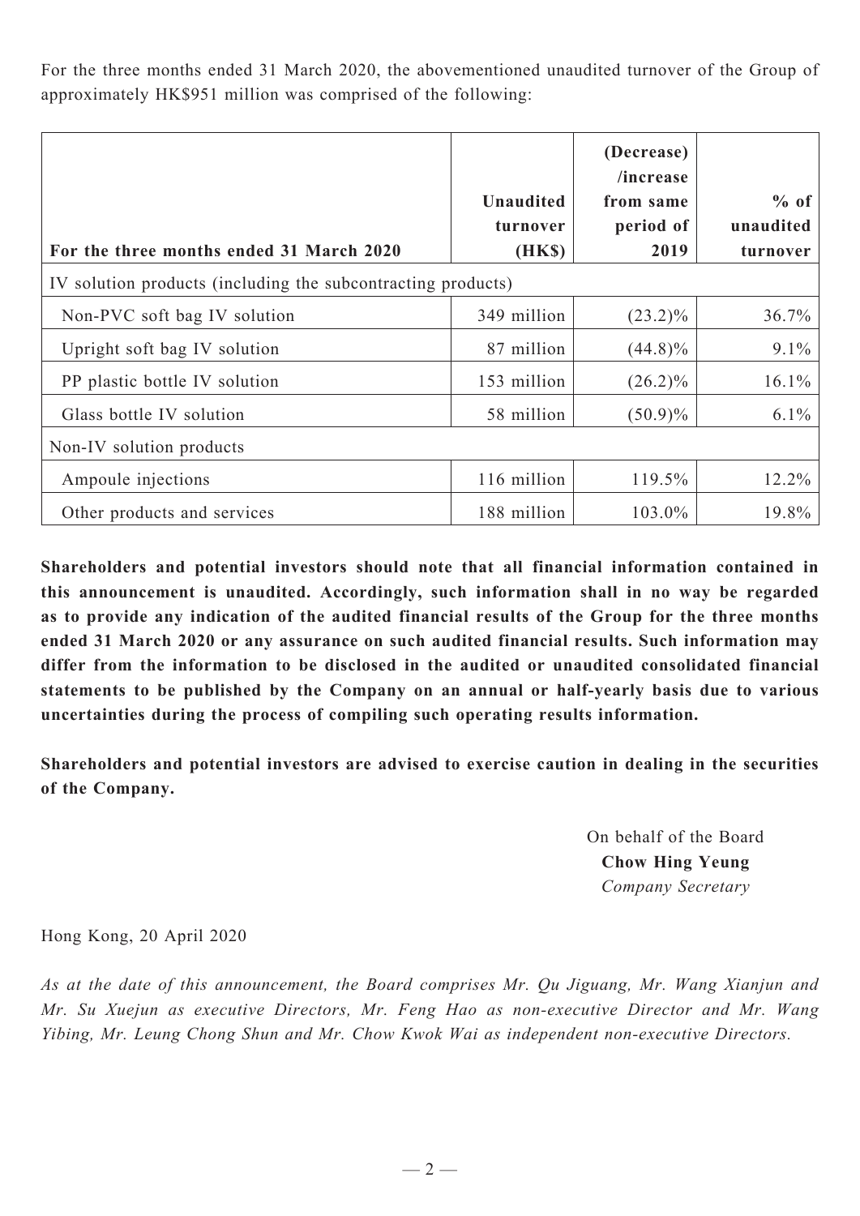For the three months ended 31 March 2020, the abovementioned unaudited turnover of the Group of approximately HK$951 million was comprised of the following:

| For the three months ended 31 March 2020 | Unaudited turnover (HK$) | (Decrease) /increase from same period of 2019 | % of unaudited turnover |
|---|---|---|---|
| IV solution products (including the subcontracting products) | | | |
| Non-PVC soft bag IV solution | 349 million | (23.2)% | 36.7% |
| Upright soft bag IV solution | 87 million | (44.8)% | 9.1% |
| PP plastic bottle IV solution | 153 million | (26.2)% | 16.1% |
| Glass bottle IV solution | 58 million | (50.9)% | 6.1% |
| Non-IV solution products | | | |
| Ampoule injections | 116 million | 119.5% | 12.2% |
| Other products and services | 188 million | 103.0% | 19.8% |

**Shareholders and potential investors should note that all financial information contained in this announcement is unaudited. Accordingly, such information shall in no way be regarded as to provide any indication of the audited financial results of the Group for the three months ended 31 March 2020 or any assurance on such audited financial results. Such information may differ from the information to be disclosed in the audited or unaudited consolidated financial statements to be published by the Company on an annual or half-yearly basis due to various uncertainties during the process of compiling such operating results information.**

**Shareholders and potential investors are advised to exercise caution in dealing in the securities of the Company.**

On behalf of the Board
**Chow Hing Yeung**
*Company Secretary*

Hong Kong, 20 April 2020

*As at the date of this announcement, the Board comprises Mr. Qu Jiguang, Mr. Wang Xianjun and Mr. Su Xuejun as executive Directors, Mr. Feng Hao as non-executive Director and Mr. Wang Yibing, Mr. Leung Chong Shun and Mr. Chow Kwok Wai as independent non-executive Directors.*